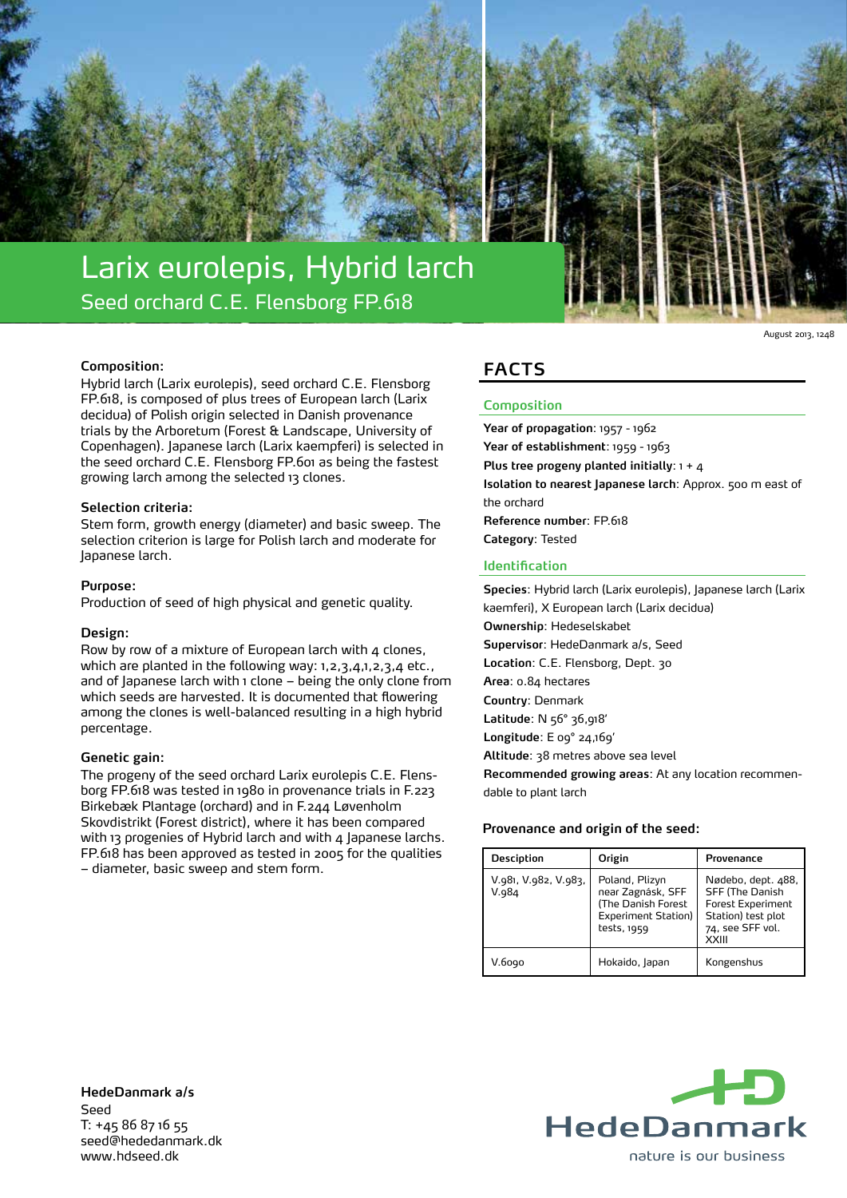# Larix eurolepis, Hybrid larch

## Seed orchard C.E. Flensborg FP.618

August 2013, 1248

### Composition:

Hybrid larch (Larix eurolepis), seed orchard C.E. Flensborg FP.618, is composed of plus trees of European larch (Larix decidua) of Polish origin selected in Danish provenance trials by the Arboretum (Forest & Landscape, University of Copenhagen). Japanese larch (Larix kaempferi) is selected in the seed orchard C.E. Flensborg FP.601 as being the fastest growing larch among the selected 13 clones.

### Selection criteria:

Stem form, growth energy (diameter) and basic sweep. The selection criterion is large for Polish larch and moderate for Japanese larch.

### Purpose:

Production of seed of high physical and genetic quality.

### Design:

Row by row of a mixture of European larch with 4 clones, which are planted in the following way: 1,2,3,4,1,2,3,4 etc., and of Japanese larch with 1 clone – being the only clone from which seeds are harvested. It is documented that flowering among the clones is well-balanced resulting in a high hybrid percentage.

### Genetic gain:

The progeny of the seed orchard Larix eurolepis C.E. Flensborg FP.618 was tested in 1980 in provenance trials in F.223 Birkebæk Plantage (orchard) and in F.244 Løvenholm Skovdistrikt (Forest district), where it has been compared with 13 progenies of Hybrid larch and with 4 Japanese larchs. FP.618 has been approved as tested in 2005 for the qualities – diameter, basic sweep and stem form.

## FACTS

### Composition

**Year of propagation**: 1957 - 1962
**Year of establishment**: 1959 - 1963
**Plus tree progeny planted initially**: 1 + 4
**Isolation to nearest Japanese larch**: Approx. 500 m east of the orchard
**Reference number**: FP.618
**Category**: Tested

### Identification

**Species**: Hybrid larch (Larix eurolepis), Japanese larch (Larix kaemferi), X European larch (Larix decidua)
**Ownership**: Hedeselskabet
**Supervisor**: HedeDanmark a/s, Seed
**Location**: C.E. Flensborg, Dept. 30
**Area**: 0.84 hectares
**Country**: Denmark
**Latitude**: N 56° 36,918'
**Longitude**: E 09° 24,169'
**Altitude**: 38 metres above sea level
**Recommended growing areas**: At any location recommendable to plant larch

### Provenance and origin of the seed:

| Desciption | Origin | Provenance |
|---|---|---|
| V.981, V.982, V.983, V.984 | Poland, Plizyn near Zagnásk, SFF (The Danish Forest Experiment Station) tests, 1959 | Nødebo, dept. 488, SFF (The Danish Forest Experiment Station) test plot 74, see SFF vol. XXIII |
| V.6090 | Hokaido, Japan | Kongenshus |

**HedeDanmark a/s**
Seed
T: +45 86 87 16 55
seed@hededanmark.dk
www.hdseed.dk

HedeDanmark
nature is our business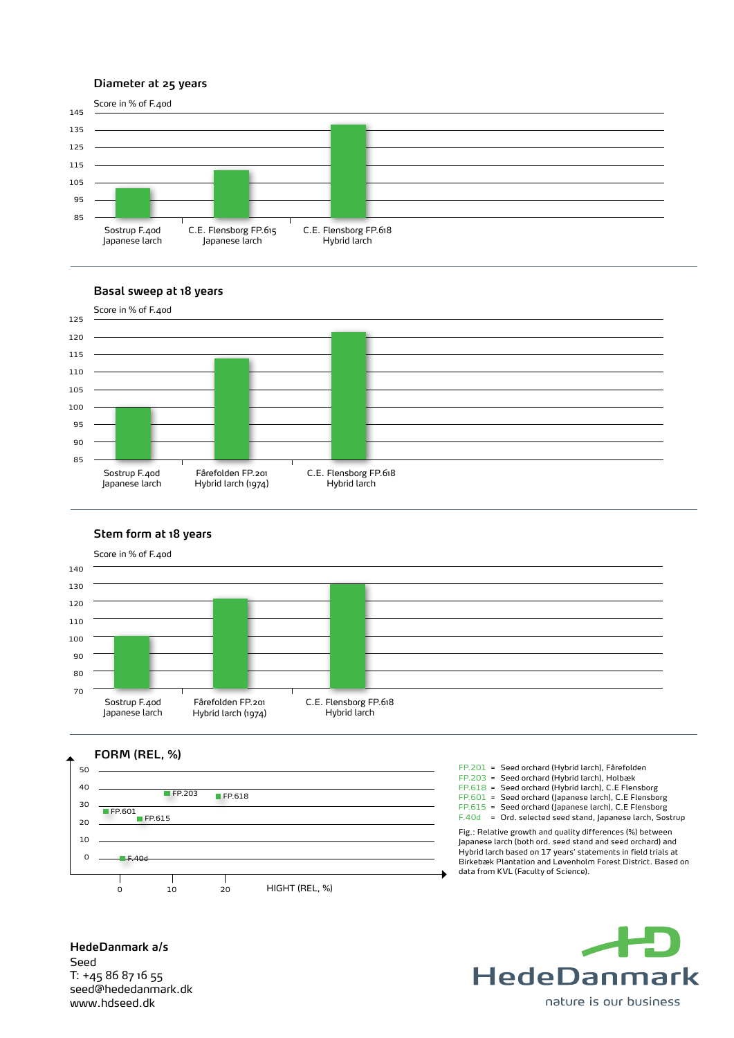### Diameter at 25 years

Score in % of F.40d

145
135
125
115
105
95
85

Sostrup F.40d
Japanese larch

C.E. Flensborg FP.615
Japanese larch

C.E. Flensborg FP.618
Hybrid larch

### Basal sweep at 18 years

Score in % of F.40d

125
120
115
110
105
100
95
90
85

Sostrup F.40d
Japanese larch

Fårefolden FP.201
Hybrid larch (1974)

C.E. Flensborg FP.618
Hybrid larch

### Stem form at 18 years

Score in % of F.40d

140
130
120
110
100
90
80
70

Sostrup F.40d
Japanese larch

Fårefolden FP.201
Hybrid larch (1974)

C.E. Flensborg FP.618
Hybrid larch

### FORM (REL, %)

50
40
30
20
10
0

FP.203
FP.618
FP.601
FP.615
F.40d

0
10
20
HIGHT (REL, %)

FP.201 = Seed orchard (Hybrid larch), Fårefolden
FP.203 = Seed orchard (Hybrid larch), Holbæk
FP.618 = Seed orchard (Hybrid larch), C.E Flensborg
FP.601 = Seed orchard (Japanese larch), C.E Flensborg
FP.615 = Seed orchard (Japanese larch), C.E Flensborg
F.40d = Ord. selected seed stand, Japanese larch, Sostrup

Fig.: Relative growth and quality differences (%) between Japanese larch (both ord. seed stand and seed orchard) and Hybrid larch based on 17 years' statements in field trials at Birkebæk Plantation and Løvenholm Forest District. Based on data from KVL (Faculty of Science).

**HedeDanmark a/s**
Seed
T: +45 86 87 16 55
seed@hededanmark.dk
www.hdseed.dk

HedeDanmark
nature is our business